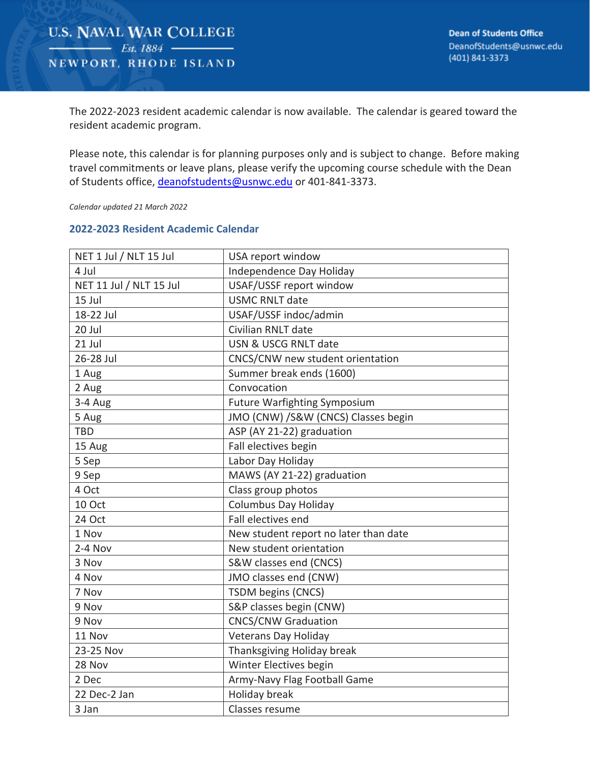U.S. NAVAL WAR COLLEGE
Est. 1884
NEWPORT, RHODE ISLAND

**Dean of Students Office**
DeanofStudents@usnwc.edu
(401) 841-3373

The 2022-2023 resident academic calendar is now available. The calendar is geared toward the resident academic program.

Please note, this calendar is for planning purposes only and is subject to change. Before making travel commitments or leave plans, please verify the upcoming course schedule with the Dean of Students office, deanofstudents@usnwc.edu or 401-841-3373.

*Calendar updated 21 March 2022*

## 2022-2023 Resident Academic Calendar

| | |
|---|---|
| NET 1 Jul / NLT 15 Jul | USA report window |
| 4 Jul | Independence Day Holiday |
| NET 11 Jul / NLT 15 Jul | USAF/USSF report window |
| 15 Jul | USMC RNLT date |
| 18-22 Jul | USAF/USSF indoc/admin |
| 20 Jul | Civilian RNLT date |
| 21 Jul | USN & USCG RNLT date |
| 26-28 Jul | CNCS/CNW new student orientation |
| 1 Aug | Summer break ends (1600) |
| 2 Aug | Convocation |
| 3-4 Aug | Future Warfighting Symposium |
| 5 Aug | JMO (CNW) /S&W (CNCS) Classes begin |
| TBD | ASP (AY 21-22) graduation |
| 15 Aug | Fall electives begin |
| 5 Sep | Labor Day Holiday |
| 9 Sep | MAWS (AY 21-22) graduation |
| 4 Oct | Class group photos |
| 10 Oct | Columbus Day Holiday |
| 24 Oct | Fall electives end |
| 1 Nov | New student report no later than date |
| 2-4 Nov | New student orientation |
| 3 Nov | S&W classes end (CNCS) |
| 4 Nov | JMO classes end (CNW) |
| 7 Nov | TSDM begins (CNCS) |
| 9 Nov | S&P classes begin (CNW) |
| 9 Nov | CNCS/CNW Graduation |
| 11 Nov | Veterans Day Holiday |
| 23-25 Nov | Thanksgiving Holiday break |
| 28 Nov | Winter Electives begin |
| 2 Dec | Army-Navy Flag Football Game |
| 22 Dec-2 Jan | Holiday break |
| 3 Jan | Classes resume |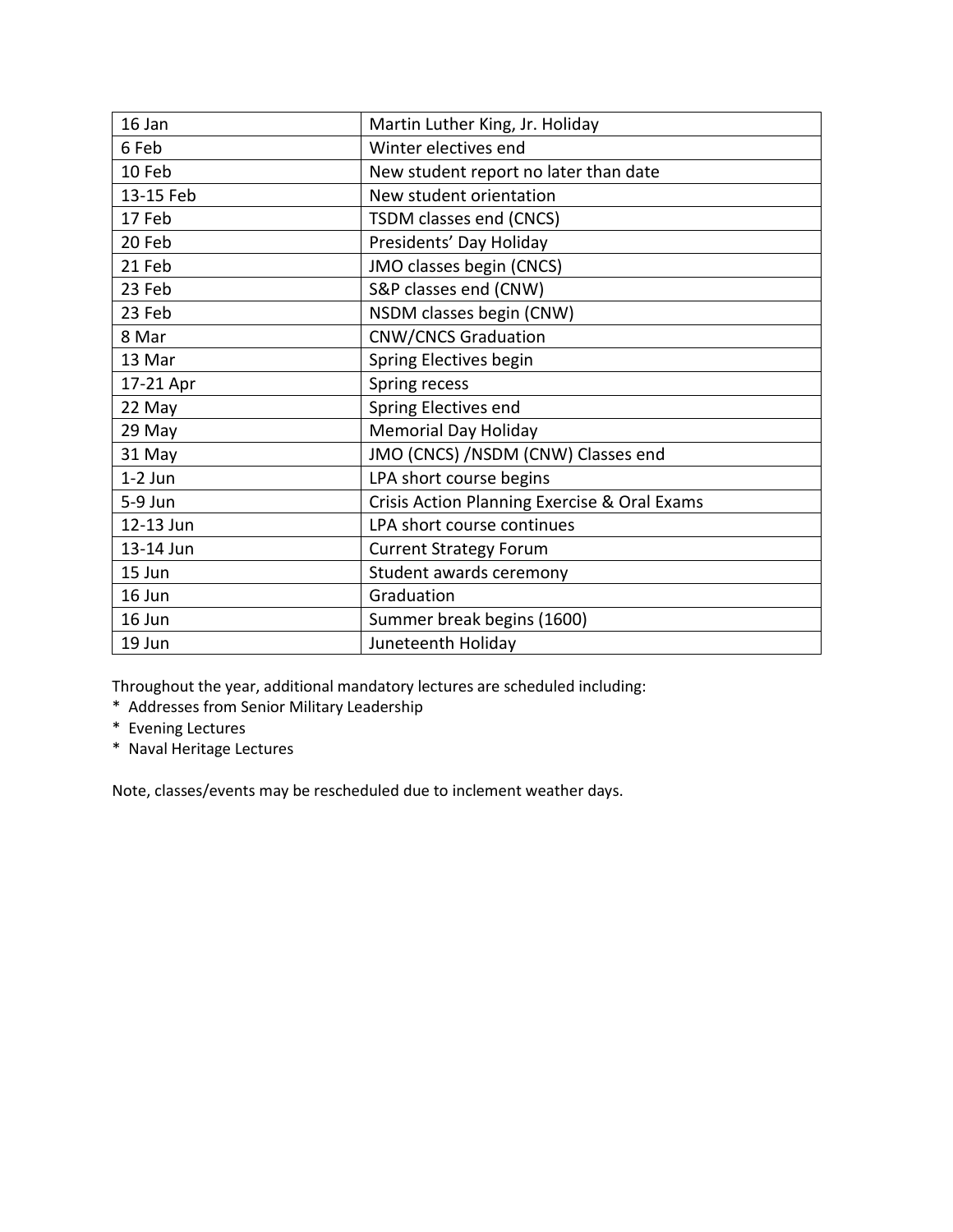| | |
|---|---|
| 16 Jan | Martin Luther King, Jr. Holiday |
| 6 Feb | Winter electives end |
| 10 Feb | New student report no later than date |
| 13-15 Feb | New student orientation |
| 17 Feb | TSDM classes end (CNCS) |
| 20 Feb | Presidents' Day Holiday |
| 21 Feb | JMO classes begin (CNCS) |
| 23 Feb | S&P classes end (CNW) |
| 23 Feb | NSDM classes begin (CNW) |
| 8 Mar | CNW/CNCS Graduation |
| 13 Mar | Spring Electives begin |
| 17-21 Apr | Spring recess |
| 22 May | Spring Electives end |
| 29 May | Memorial Day Holiday |
| 31 May | JMO (CNCS) /NSDM (CNW) Classes end |
| 1-2 Jun | LPA short course begins |
| 5-9 Jun | Crisis Action Planning Exercise & Oral Exams |
| 12-13 Jun | LPA short course continues |
| 13-14 Jun | Current Strategy Forum |
| 15 Jun | Student awards ceremony |
| 16 Jun | Graduation |
| 16 Jun | Summer break begins (1600) |
| 19 Jun | Juneteenth Holiday |

Throughout the year, additional mandatory lectures are scheduled including:

* Addresses from Senior Military Leadership
* Evening Lectures
* Naval Heritage Lectures

Note, classes/events may be rescheduled due to inclement weather days.